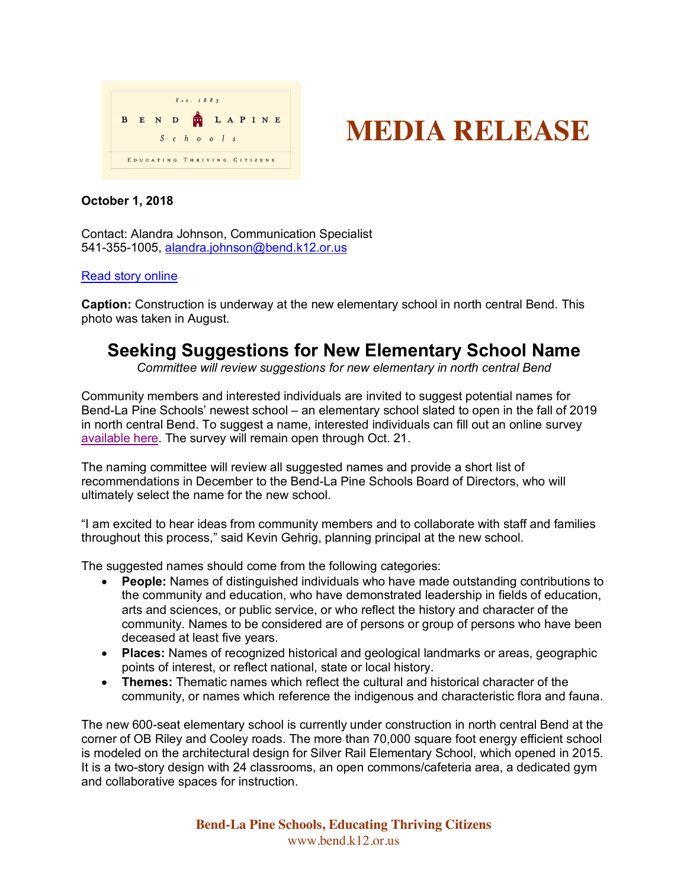Est. 1883

BEND LAPINE Schools

EDUCATING THRIVING CITIZENS

# MEDIA RELEASE

**October 1, 2018**

Contact: Alandra Johnson, Communication Specialist
541-355-1005, alandra.johnson@bend.k12.or.us

Read story online

**Caption:** Construction is underway at the new elementary school in north central Bend. This photo was taken in August.

## Seeking Suggestions for New Elementary School Name

*Committee will review suggestions for new elementary in north central Bend*

Community members and interested individuals are invited to suggest potential names for Bend-La Pine Schools' newest school – an elementary school slated to open in the fall of 2019 in north central Bend. To suggest a name, interested individuals can fill out an online survey available here. The survey will remain open through Oct. 21.

The naming committee will review all suggested names and provide a short list of recommendations in December to the Bend-La Pine Schools Board of Directors, who will ultimately select the name for the new school.

"I am excited to hear ideas from community members and to collaborate with staff and families throughout this process," said Kevin Gehrig, planning principal at the new school.

The suggested names should come from the following categories:

- **People:** Names of distinguished individuals who have made outstanding contributions to the community and education, who have demonstrated leadership in fields of education, arts and sciences, or public service, or who reflect the history and character of the community. Names to be considered are of persons or group of persons who have been deceased at least five years.
- **Places:** Names of recognized historical and geological landmarks or areas, geographic points of interest, or reflect national, state or local history.
- **Themes:** Thematic names which reflect the cultural and historical character of the community, or names which reference the indigenous and characteristic flora and fauna.

The new 600-seat elementary school is currently under construction in north central Bend at the corner of OB Riley and Cooley roads. The more than 70,000 square foot energy efficient school is modeled on the architectural design for Silver Rail Elementary School, which opened in 2015. It is a two-story design with 24 classrooms, an open commons/cafeteria area, a dedicated gym and collaborative spaces for instruction.

**Bend-La Pine Schools, Educating Thriving Citizens**
www.bend.k12.or.us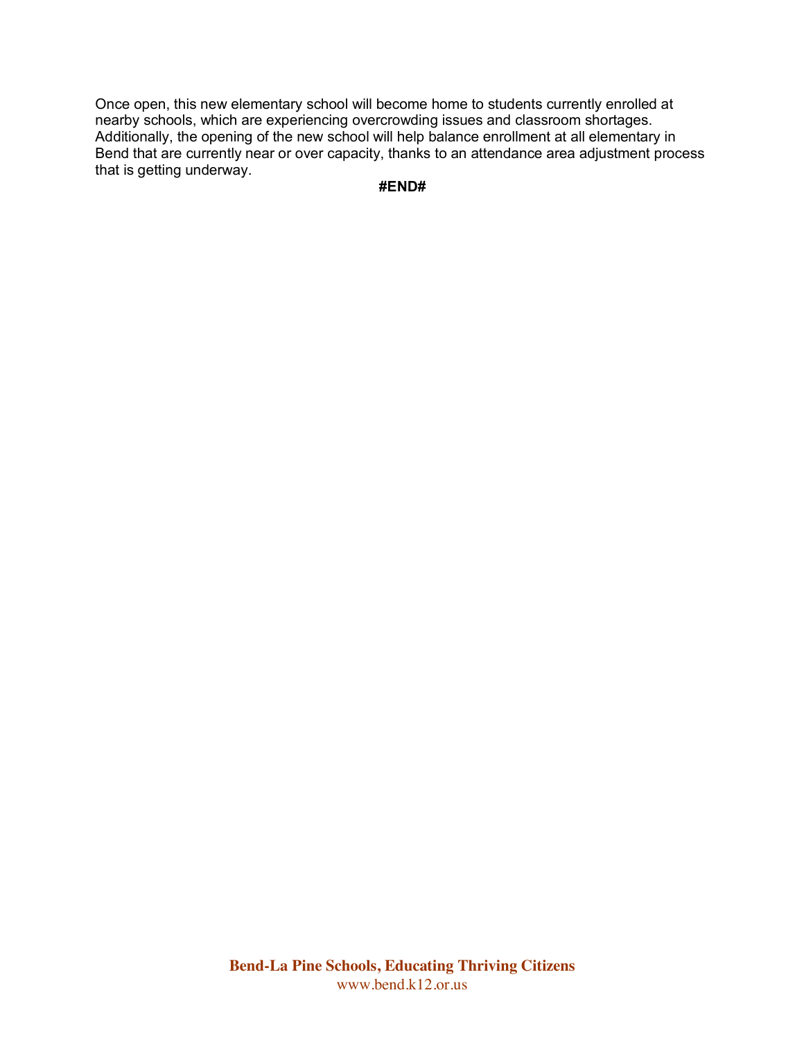Once open, this new elementary school will become home to students currently enrolled at nearby schools, which are experiencing overcrowding issues and classroom shortages. Additionally, the opening of the new school will help balance enrollment at all elementary in Bend that are currently near or over capacity, thanks to an attendance area adjustment process that is getting underway.

**#END#**